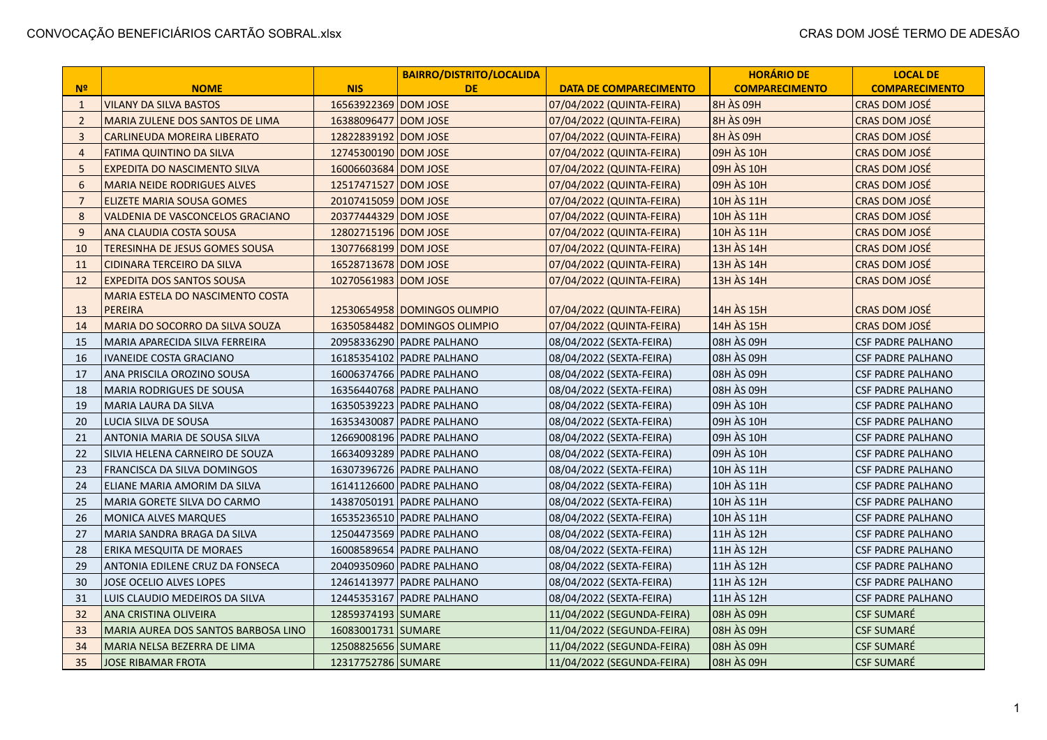CONVOCAÇÃO BENEFICIÁRIOS CARTÃO SOBRAL.xlsx

CRAS DOM JOSÉ TERMO DE ADESÃO

| Nº | NOME | NIS | BAIRRO/DISTRITO/LOCALIDADE | DATA DE COMPARECIMENTO | HORÁRIO DE COMPARECIMENTO | LOCAL DE COMPARECIMENTO |
|---|---|---|---|---|---|---|
| 1 | VILANY DA SILVA BASTOS | 16563922369 | DOM JOSE | 07/04/2022 (QUINTA-FEIRA) | 8H ÀS 09H | CRAS DOM JOSÉ |
| 2 | MARIA ZULENE DOS SANTOS DE LIMA | 16388096477 | DOM JOSE | 07/04/2022 (QUINTA-FEIRA) | 8H ÀS 09H | CRAS DOM JOSÉ |
| 3 | CARLINEUDA MOREIRA LIBERATO | 12822839192 | DOM JOSE | 07/04/2022 (QUINTA-FEIRA) | 8H ÀS 09H | CRAS DOM JOSÉ |
| 4 | FATIMA QUINTINO DA SILVA | 12745300190 | DOM JOSE | 07/04/2022 (QUINTA-FEIRA) | 09H ÀS 10H | CRAS DOM JOSÉ |
| 5 | EXPEDITA DO NASCIMENTO SILVA | 16006603684 | DOM JOSE | 07/04/2022 (QUINTA-FEIRA) | 09H ÀS 10H | CRAS DOM JOSÉ |
| 6 | MARIA NEIDE RODRIGUES ALVES | 12517471527 | DOM JOSE | 07/04/2022 (QUINTA-FEIRA) | 09H ÀS 10H | CRAS DOM JOSÉ |
| 7 | ELIZETE MARIA SOUSA GOMES | 20107415059 | DOM JOSE | 07/04/2022 (QUINTA-FEIRA) | 10H ÀS 11H | CRAS DOM JOSÉ |
| 8 | VALDENIA DE VASCONCELOS GRACIANO | 20377444329 | DOM JOSE | 07/04/2022 (QUINTA-FEIRA) | 10H ÀS 11H | CRAS DOM JOSÉ |
| 9 | ANA CLAUDIA COSTA SOUSA | 12802715196 | DOM JOSE | 07/04/2022 (QUINTA-FEIRA) | 10H ÀS 11H | CRAS DOM JOSÉ |
| 10 | TERESINHA DE JESUS GOMES SOUSA | 13077668199 | DOM JOSE | 07/04/2022 (QUINTA-FEIRA) | 13H ÀS 14H | CRAS DOM JOSÉ |
| 11 | CIDINARA TERCEIRO DA SILVA | 16528713678 | DOM JOSE | 07/04/2022 (QUINTA-FEIRA) | 13H ÀS 14H | CRAS DOM JOSÉ |
| 12 | EXPEDITA DOS SANTOS SOUSA | 10270561983 | DOM JOSE | 07/04/2022 (QUINTA-FEIRA) | 13H ÀS 14H | CRAS DOM JOSÉ |
| 13 | MARIA ESTELA DO NASCIMENTO COSTA PEREIRA | 12530654958 | DOMINGOS OLIMPIO | 07/04/2022 (QUINTA-FEIRA) | 14H ÀS 15H | CRAS DOM JOSÉ |
| 14 | MARIA DO SOCORRO DA SILVA SOUZA | 16350584482 | DOMINGOS OLIMPIO | 07/04/2022 (QUINTA-FEIRA) | 14H ÀS 15H | CRAS DOM JOSÉ |
| 15 | MARIA APARECIDA SILVA FERREIRA | 20958336290 | PADRE PALHANO | 08/04/2022 (SEXTA-FEIRA) | 08H ÀS 09H | CSF PADRE PALHANO |
| 16 | IVANEIDE COSTA GRACIANO | 16185354102 | PADRE PALHANO | 08/04/2022 (SEXTA-FEIRA) | 08H ÀS 09H | CSF PADRE PALHANO |
| 17 | ANA PRISCILA OROZINO SOUSA | 16006374766 | PADRE PALHANO | 08/04/2022 (SEXTA-FEIRA) | 08H ÀS 09H | CSF PADRE PALHANO |
| 18 | MARIA RODRIGUES DE SOUSA | 16356440768 | PADRE PALHANO | 08/04/2022 (SEXTA-FEIRA) | 08H ÀS 09H | CSF PADRE PALHANO |
| 19 | MARIA LAURA DA SILVA | 16350539223 | PADRE PALHANO | 08/04/2022 (SEXTA-FEIRA) | 09H ÀS 10H | CSF PADRE PALHANO |
| 20 | LUCIA SILVA DE SOUSA | 16353430087 | PADRE PALHANO | 08/04/2022 (SEXTA-FEIRA) | 09H ÀS 10H | CSF PADRE PALHANO |
| 21 | ANTONIA MARIA DE SOUSA SILVA | 12669008196 | PADRE PALHANO | 08/04/2022 (SEXTA-FEIRA) | 09H ÀS 10H | CSF PADRE PALHANO |
| 22 | SILVIA HELENA CARNEIRO DE SOUZA | 16634093289 | PADRE PALHANO | 08/04/2022 (SEXTA-FEIRA) | 09H ÀS 10H | CSF PADRE PALHANO |
| 23 | FRANCISCA DA SILVA DOMINGOS | 16307396726 | PADRE PALHANO | 08/04/2022 (SEXTA-FEIRA) | 10H ÀS 11H | CSF PADRE PALHANO |
| 24 | ELIANE MARIA AMORIM DA SILVA | 16141126600 | PADRE PALHANO | 08/04/2022 (SEXTA-FEIRA) | 10H ÀS 11H | CSF PADRE PALHANO |
| 25 | MARIA GORETE SILVA DO CARMO | 14387050191 | PADRE PALHANO | 08/04/2022 (SEXTA-FEIRA) | 10H ÀS 11H | CSF PADRE PALHANO |
| 26 | MONICA ALVES MARQUES | 16535236510 | PADRE PALHANO | 08/04/2022 (SEXTA-FEIRA) | 10H ÀS 11H | CSF PADRE PALHANO |
| 27 | MARIA SANDRA BRAGA DA SILVA | 12504473569 | PADRE PALHANO | 08/04/2022 (SEXTA-FEIRA) | 11H ÀS 12H | CSF PADRE PALHANO |
| 28 | ERIKA MESQUITA DE MORAES | 16008589654 | PADRE PALHANO | 08/04/2022 (SEXTA-FEIRA) | 11H ÀS 12H | CSF PADRE PALHANO |
| 29 | ANTONIA EDILENE CRUZ DA FONSECA | 20409350960 | PADRE PALHANO | 08/04/2022 (SEXTA-FEIRA) | 11H ÀS 12H | CSF PADRE PALHANO |
| 30 | JOSE OCELIO ALVES LOPES | 12461413977 | PADRE PALHANO | 08/04/2022 (SEXTA-FEIRA) | 11H ÀS 12H | CSF PADRE PALHANO |
| 31 | LUIS CLAUDIO MEDEIROS DA SILVA | 12445353167 | PADRE PALHANO | 08/04/2022 (SEXTA-FEIRA) | 11H ÀS 12H | CSF PADRE PALHANO |
| 32 | ANA CRISTINA OLIVEIRA | 12859374193 | SUMARE | 11/04/2022 (SEGUNDA-FEIRA) | 08H ÀS 09H | CSF SUMARÉ |
| 33 | MARIA AUREA DOS SANTOS BARBOSA LINO | 16083001731 | SUMARE | 11/04/2022 (SEGUNDA-FEIRA) | 08H ÀS 09H | CSF SUMARÉ |
| 34 | MARIA NELSA BEZERRA DE LIMA | 12508825656 | SUMARE | 11/04/2022 (SEGUNDA-FEIRA) | 08H ÀS 09H | CSF SUMARÉ |
| 35 | JOSE RIBAMAR FROTA | 12317752786 | SUMARE | 11/04/2022 (SEGUNDA-FEIRA) | 08H ÀS 09H | CSF SUMARÉ |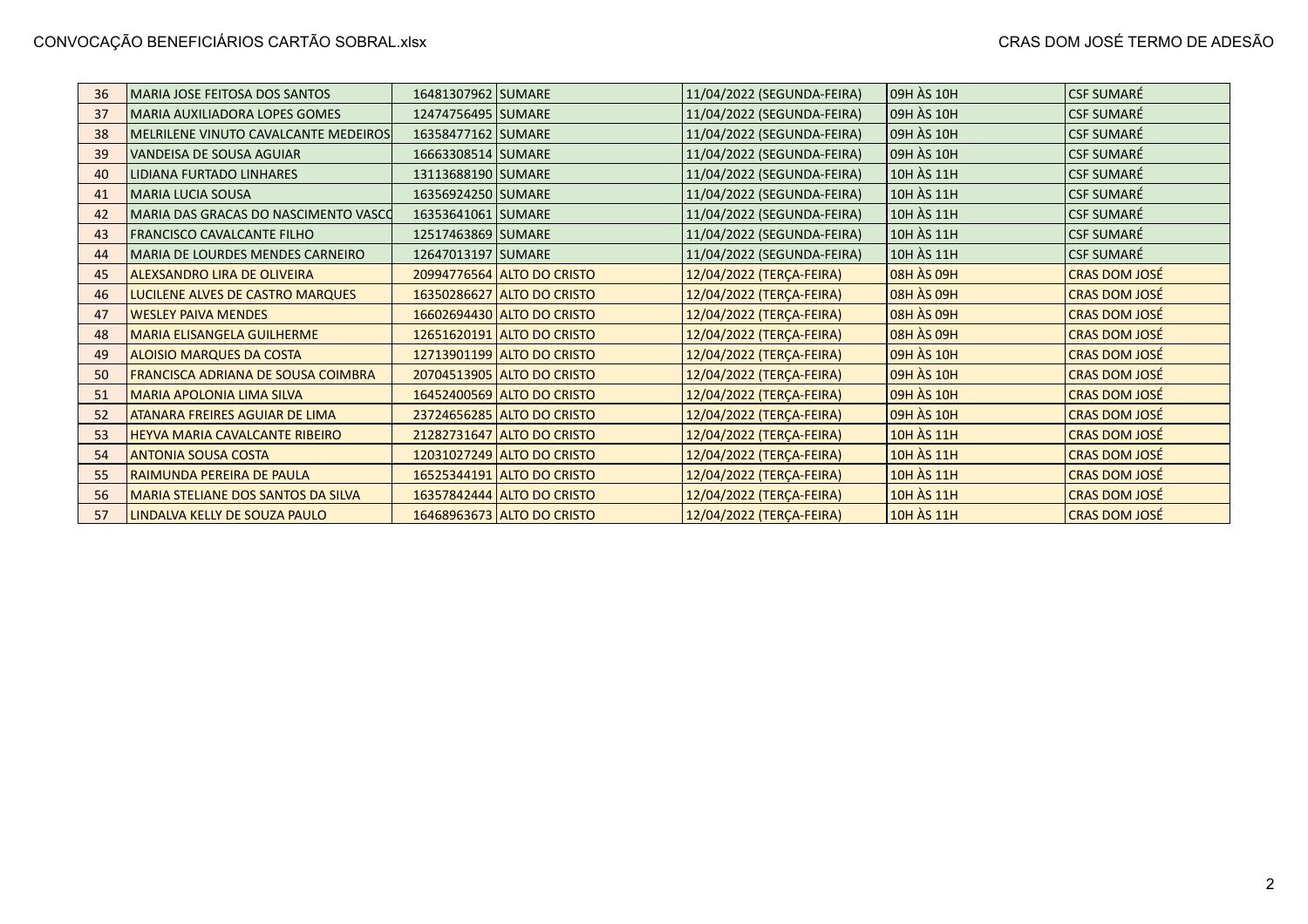| | | | | | | |
|---|---|---|---|---|---|---|
| 36 | MARIA JOSE FEITOSA DOS SANTOS | 16481307962 | SUMARE | 11/04/2022 (SEGUNDA-FEIRA) | 09H ÀS 10H | CSF SUMARÉ |
| 37 | MARIA AUXILIADORA LOPES GOMES | 12474756495 | SUMARE | 11/04/2022 (SEGUNDA-FEIRA) | 09H ÀS 10H | CSF SUMARÉ |
| 38 | MELRILENE VINUTO CAVALCANTE MEDEIROS | 16358477162 | SUMARE | 11/04/2022 (SEGUNDA-FEIRA) | 09H ÀS 10H | CSF SUMARÉ |
| 39 | VANDEISA DE SOUSA AGUIAR | 16663308514 | SUMARE | 11/04/2022 (SEGUNDA-FEIRA) | 09H ÀS 10H | CSF SUMARÉ |
| 40 | LIDIANA FURTADO LINHARES | 13113688190 | SUMARE | 11/04/2022 (SEGUNDA-FEIRA) | 10H ÀS 11H | CSF SUMARÉ |
| 41 | MARIA LUCIA SOUSA | 16356924250 | SUMARE | 11/04/2022 (SEGUNDA-FEIRA) | 10H ÀS 11H | CSF SUMARÉ |
| 42 | MARIA DAS GRACAS DO NASCIMENTO VASCO | 16353641061 | SUMARE | 11/04/2022 (SEGUNDA-FEIRA) | 10H ÀS 11H | CSF SUMARÉ |
| 43 | FRANCISCO CAVALCANTE FILHO | 12517463869 | SUMARE | 11/04/2022 (SEGUNDA-FEIRA) | 10H ÀS 11H | CSF SUMARÉ |
| 44 | MARIA DE LOURDES MENDES CARNEIRO | 12647013197 | SUMARE | 11/04/2022 (SEGUNDA-FEIRA) | 10H ÀS 11H | CSF SUMARÉ |
| 45 | ALEXSANDRO LIRA DE OLIVEIRA | 20994776564 | ALTO DO CRISTO | 12/04/2022 (TERÇA-FEIRA) | 08H ÀS 09H | CRAS DOM JOSÉ |
| 46 | LUCILENE ALVES DE CASTRO MARQUES | 16350286627 | ALTO DO CRISTO | 12/04/2022 (TERÇA-FEIRA) | 08H ÀS 09H | CRAS DOM JOSÉ |
| 47 | WESLEY PAIVA MENDES | 16602694430 | ALTO DO CRISTO | 12/04/2022 (TERÇA-FEIRA) | 08H ÀS 09H | CRAS DOM JOSÉ |
| 48 | MARIA ELISANGELA GUILHERME | 12651620191 | ALTO DO CRISTO | 12/04/2022 (TERÇA-FEIRA) | 08H ÀS 09H | CRAS DOM JOSÉ |
| 49 | ALOISIO MARQUES DA COSTA | 12713901199 | ALTO DO CRISTO | 12/04/2022 (TERÇA-FEIRA) | 09H ÀS 10H | CRAS DOM JOSÉ |
| 50 | FRANCISCA ADRIANA DE SOUSA COIMBRA | 20704513905 | ALTO DO CRISTO | 12/04/2022 (TERÇA-FEIRA) | 09H ÀS 10H | CRAS DOM JOSÉ |
| 51 | MARIA APOLONIA LIMA SILVA | 16452400569 | ALTO DO CRISTO | 12/04/2022 (TERÇA-FEIRA) | 09H ÀS 10H | CRAS DOM JOSÉ |
| 52 | ATANARA FREIRES AGUIAR DE LIMA | 23724656285 | ALTO DO CRISTO | 12/04/2022 (TERÇA-FEIRA) | 09H ÀS 10H | CRAS DOM JOSÉ |
| 53 | HEYVA MARIA CAVALCANTE RIBEIRO | 21282731647 | ALTO DO CRISTO | 12/04/2022 (TERÇA-FEIRA) | 10H ÀS 11H | CRAS DOM JOSÉ |
| 54 | ANTONIA SOUSA COSTA | 12031027249 | ALTO DO CRISTO | 12/04/2022 (TERÇA-FEIRA) | 10H ÀS 11H | CRAS DOM JOSÉ |
| 55 | RAIMUNDA PEREIRA DE PAULA | 16525344191 | ALTO DO CRISTO | 12/04/2022 (TERÇA-FEIRA) | 10H ÀS 11H | CRAS DOM JOSÉ |
| 56 | MARIA STELIANE DOS SANTOS DA SILVA | 16357842444 | ALTO DO CRISTO | 12/04/2022 (TERÇA-FEIRA) | 10H ÀS 11H | CRAS DOM JOSÉ |
| 57 | LINDALVA KELLY DE SOUZA PAULO | 16468963673 | ALTO DO CRISTO | 12/04/2022 (TERÇA-FEIRA) | 10H ÀS 11H | CRAS DOM JOSÉ |